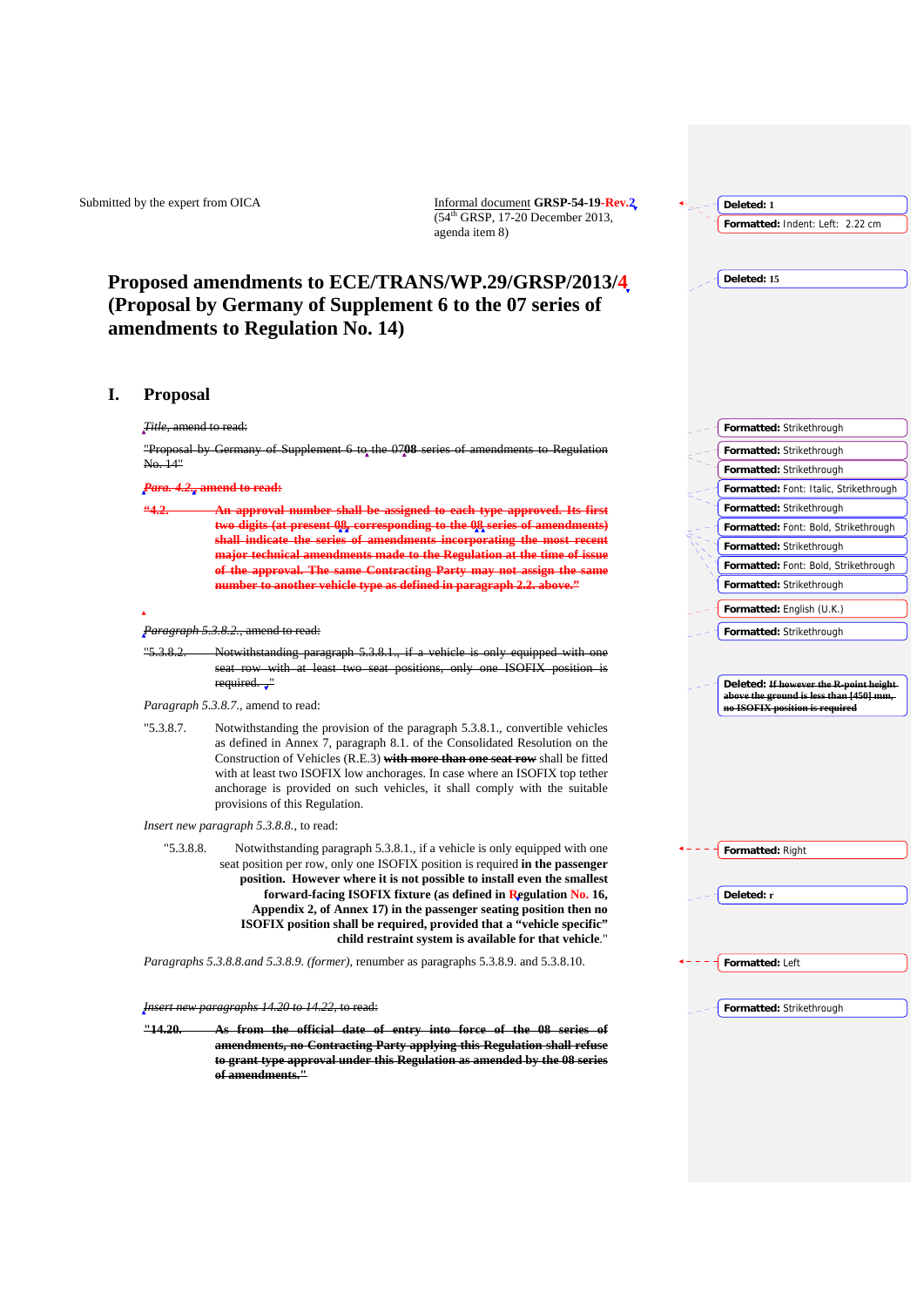Submitted by the expert from OICA

Informal document **GRSP-54-19-Rev.2**
(54th GRSP, 17-20 December 2013,
agenda item 8)

# Proposed amendments to ECE/TRANS/WP.29/GRSP/2013/4 (Proposal by Germany of Supplement 6 to the 07 series of amendments to Regulation No. 14)

## I. Proposal

~~*Title*, amend to read:~~

~~"Proposal by Germany of Supplement 6 to the 0708 series of amendments to Regulation No. 14"~~

~~***Para. 4.2.*, amend to read:**~~

~~**"4.2. An approval number shall be assigned to each type approved. Its first two digits (at present 08, corresponding to the 08 series of amendments) shall indicate the series of amendments incorporating the most recent major technical amendments made to the Regulation at the time of issue of the approval. The same Contracting Party may not assign the same number to another vehicle type as defined in paragraph 2.2. above."**~~

~~*Paragraph 5.3.8.2.*, amend to read:~~

~~"5.3.8.2. Notwithstanding paragraph 5.3.8.1., if a vehicle is only equipped with one seat row with at least two seat positions, only one ISOFIX position is required."~~

*Paragraph 5.3.8.7.*, amend to read:

"5.3.8.7. Notwithstanding the provision of the paragraph 5.3.8.1., convertible vehicles as defined in Annex 7, paragraph 8.1. of the Consolidated Resolution on the Construction of Vehicles (R.E.3) ~~**with more than one seat row**~~ shall be fitted with at least two ISOFIX low anchorages. In case where an ISOFIX top tether anchorage is provided on such vehicles, it shall comply with the suitable provisions of this Regulation.

*Insert new paragraph 5.3.8.8.*, to read:

"5.3.8.8. Notwithstanding paragraph 5.3.8.1., if a vehicle is only equipped with one seat position per row, only one ISOFIX position is required **in the passenger position. However where it is not possible to install even the smallest forward-facing ISOFIX fixture (as defined in Regulation No. 16, Appendix 2, of Annex 17) in the passenger seating position then no ISOFIX position shall be required, provided that a "vehicle specific" child restraint system is available for that vehicle**."

*Paragraphs 5.3.8.8.and 5.3.8.9. (former)*, renumber as paragraphs 5.3.8.9. and 5.3.8.10.

~~*Insert new paragraphs 14.20 to 14.22*, to read:~~

~~**"14.20. As from the official date of entry into force of the 08 series of amendments, no Contracting Party applying this Regulation shall refuse to grant type approval under this Regulation as amended by the 08 series of amendments."**~~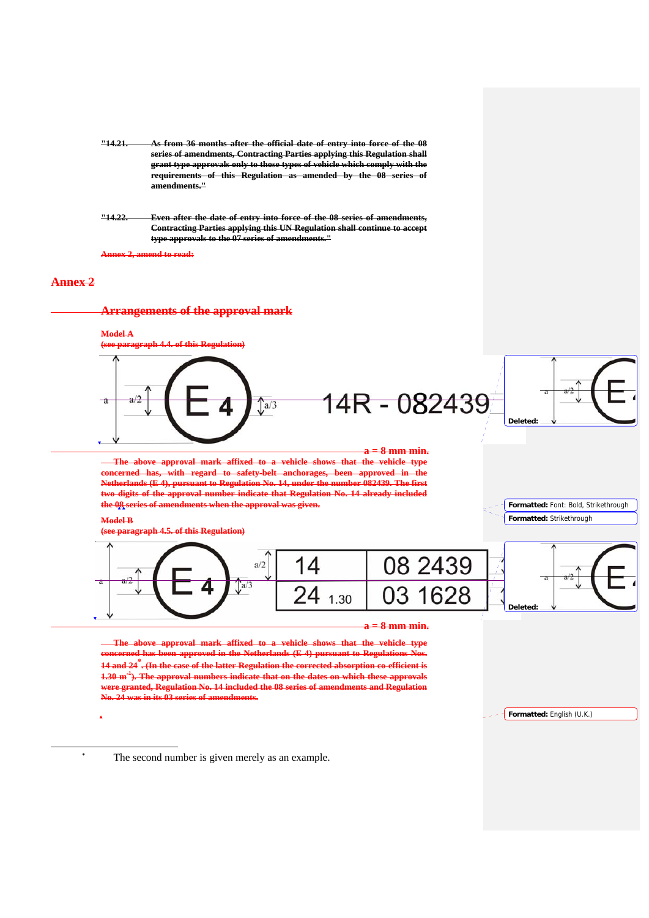"14.21. As from 36 months after the official date of entry into force of the 08 series of amendments, Contracting Parties applying this Regulation shall grant type approvals only to those types of vehicle which comply with the requirements of this Regulation as amended by the 08 series of amendments."

"14.22. Even after the date of entry into force of the 08 series of amendments, Contracting Parties applying this UN Regulation shall continue to accept type approvals to the 07 series of amendments."

Annex 2, amend to read:

# Annex 2

## Arrangements of the approval mark

**Model A**

**(see paragraph 4.4. of this Regulation)**

a | a/2 | E 4 | a/3 | 14R - 082439

**a = 8 mm min.**

The above approval mark affixed to a vehicle shows that the vehicle type concerned has, with regard to safety-belt anchorages, been approved in the Netherlands (E 4), pursuant to Regulation No. 14, under the number 082439. The first two digits of the approval number indicate that Regulation No. 14 already included the 08 series of amendments when the approval was given.

**Model B**

**(see paragraph 4.5. of this Regulation)**

a | a/2 | E 4 | a/3 | a/2

| 14 | 08 2439 |
|---|---|
| 24 1.30 | 03 1628 |

**a = 8 mm min.**

The above approval mark affixed to a vehicle shows that the vehicle type concerned has been approved in the Netherlands (E 4) pursuant to Regulations Nos. 14 and 24*. (In the case of the latter Regulation the corrected absorption co-efficient is 1.30 $m^{-1}$). The approval numbers indicate that on the dates on which these approvals were granted, Regulation No. 14 included the 08 series of amendments and Regulation No. 24 was in its 03 series of amendments.

* The second number is given merely as an example.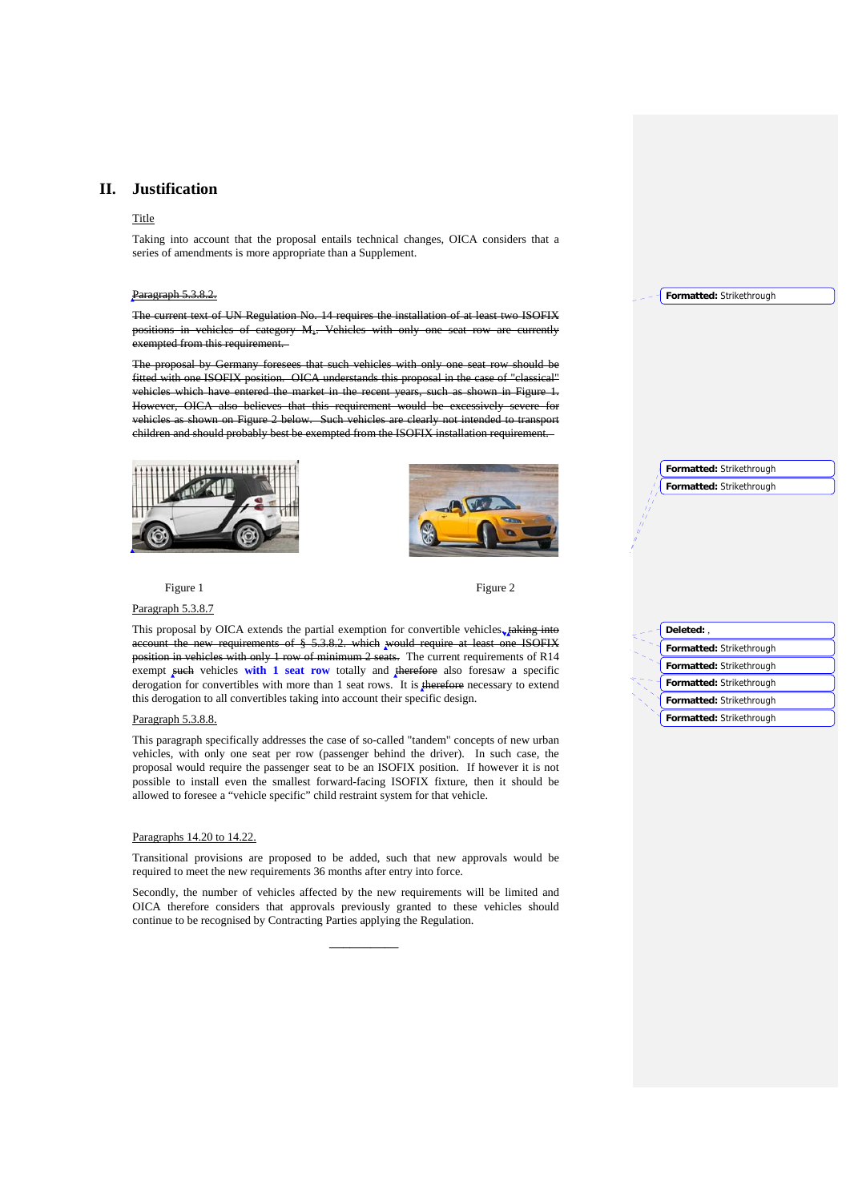## II. Justification

Title

Taking into account that the proposal entails technical changes, OICA considers that a series of amendments is more appropriate than a Supplement.

~~Paragraph 5.3.8.2.~~

~~The current text of UN Regulation No. 14 requires the installation of at least two ISOFIX positions in vehicles of category $M_1$. Vehicles with only one seat row are currently exempted from this requirement.~~

~~The proposal by Germany foresees that such vehicles with only one seat row should be fitted with one ISOFIX position. OICA understands this proposal in the case of "classical" vehicles which have entered the market in the recent years, such as shown in Figure 1. However, OICA also believes that this requirement would be excessively severe for vehicles as shown on Figure 2 below. Such vehicles are clearly not intended to transport children and should probably best be exempted from the ISOFIX installation requirement.~~

Figure 1

Figure 2

Paragraph 5.3.8.7

This proposal by OICA extends the partial exemption for convertible vehicles ~~taking into account the new requirements of § 5.3.8.2. which would require at least one ISOFIX position in vehicles with only 1 row of minimum 2 seats~~. The current requirements of R14 exempt ~~such~~ vehicles **with 1 seat row** totally and ~~therefore~~ also foresaw a specific derogation for convertibles with more than 1 seat rows. It is ~~therefore~~ necessary to extend this derogation to all convertibles taking into account their specific design.

Paragraph 5.3.8.8.

This paragraph specifically addresses the case of so-called "tandem" concepts of new urban vehicles, with only one seat per row (passenger behind the driver). In such case, the proposal would require the passenger seat to be an ISOFIX position. If however it is not possible to install even the smallest forward-facing ISOFIX fixture, then it should be allowed to foresee a "vehicle specific" child restraint system for that vehicle.

Paragraphs 14.20 to 14.22.

Transitional provisions are proposed to be added, such that new approvals would be required to meet the new requirements 36 months after entry into force.

Secondly, the number of vehicles affected by the new requirements will be limited and OICA therefore considers that approvals previously granted to these vehicles should continue to be recognised by Contracting Parties applying the Regulation.